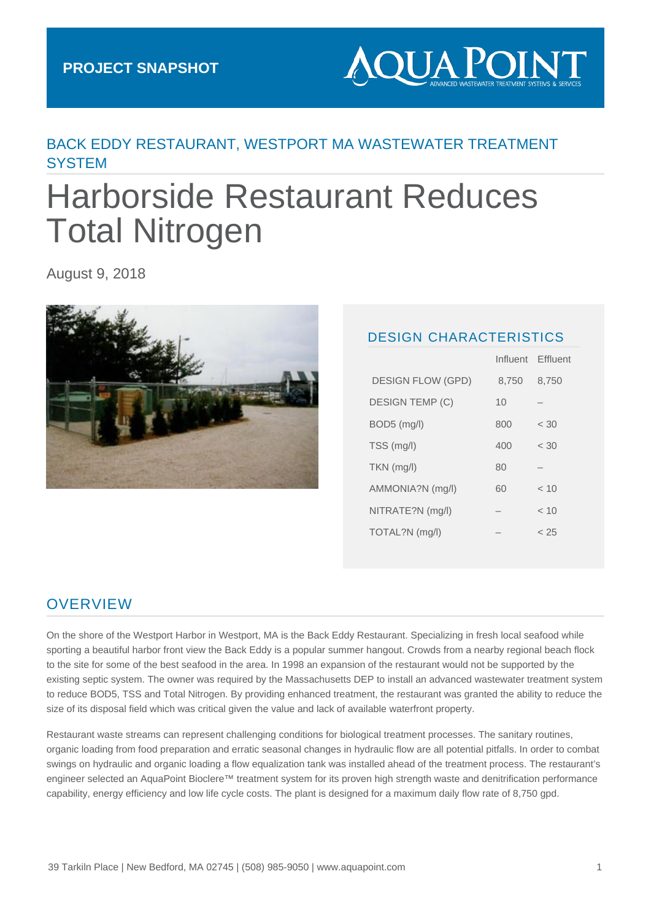PROJECT SNAPSHOT

AQUA POINT
ADVANCED WASTEWATER TREATMENT SYSTEMS & SERVICES

## BACK EDDY RESTAURANT, WESTPORT MA WASTEWATER TREATMENT SYSTEM

# Harborside Restaurant Reduces Total Nitrogen

August 9, 2018

## DESIGN CHARACTERISTICS

| | Influent | Effluent |
|---|---|---|
| DESIGN FLOW (GPD) | 8,750 | 8,750 |
| DESIGN TEMP (C) | 10 | – |
| BOD5 (mg/l) | 800 | < 30 |
| TSS (mg/l) | 400 | < 30 |
| TKN (mg/l) | 80 | – |
| AMMONIA?N (mg/l) | 60 | < 10 |
| NITRATE?N (mg/l) | – | < 10 |
| TOTAL?N (mg/l) | – | < 25 |

## OVERVIEW

On the shore of the Westport Harbor in Westport, MA is the Back Eddy Restaurant. Specializing in fresh local seafood while sporting a beautiful harbor front view the Back Eddy is a popular summer hangout. Crowds from a nearby regional beach flock to the site for some of the best seafood in the area. In 1998 an expansion of the restaurant would not be supported by the existing septic system. The owner was required by the Massachusetts DEP to install an advanced wastewater treatment system to reduce BOD5, TSS and Total Nitrogen. By providing enhanced treatment, the restaurant was granted the ability to reduce the size of its disposal field which was critical given the value and lack of available waterfront property.

Restaurant waste streams can represent challenging conditions for biological treatment processes. The sanitary routines, organic loading from food preparation and erratic seasonal changes in hydraulic flow are all potential pitfalls. In order to combat swings on hydraulic and organic loading a flow equalization tank was installed ahead of the treatment process. The restaurant's engineer selected an AquaPoint Bioclere™ treatment system for its proven high strength waste and denitrification performance capability, energy efficiency and low life cycle costs. The plant is designed for a maximum daily flow rate of 8,750 gpd.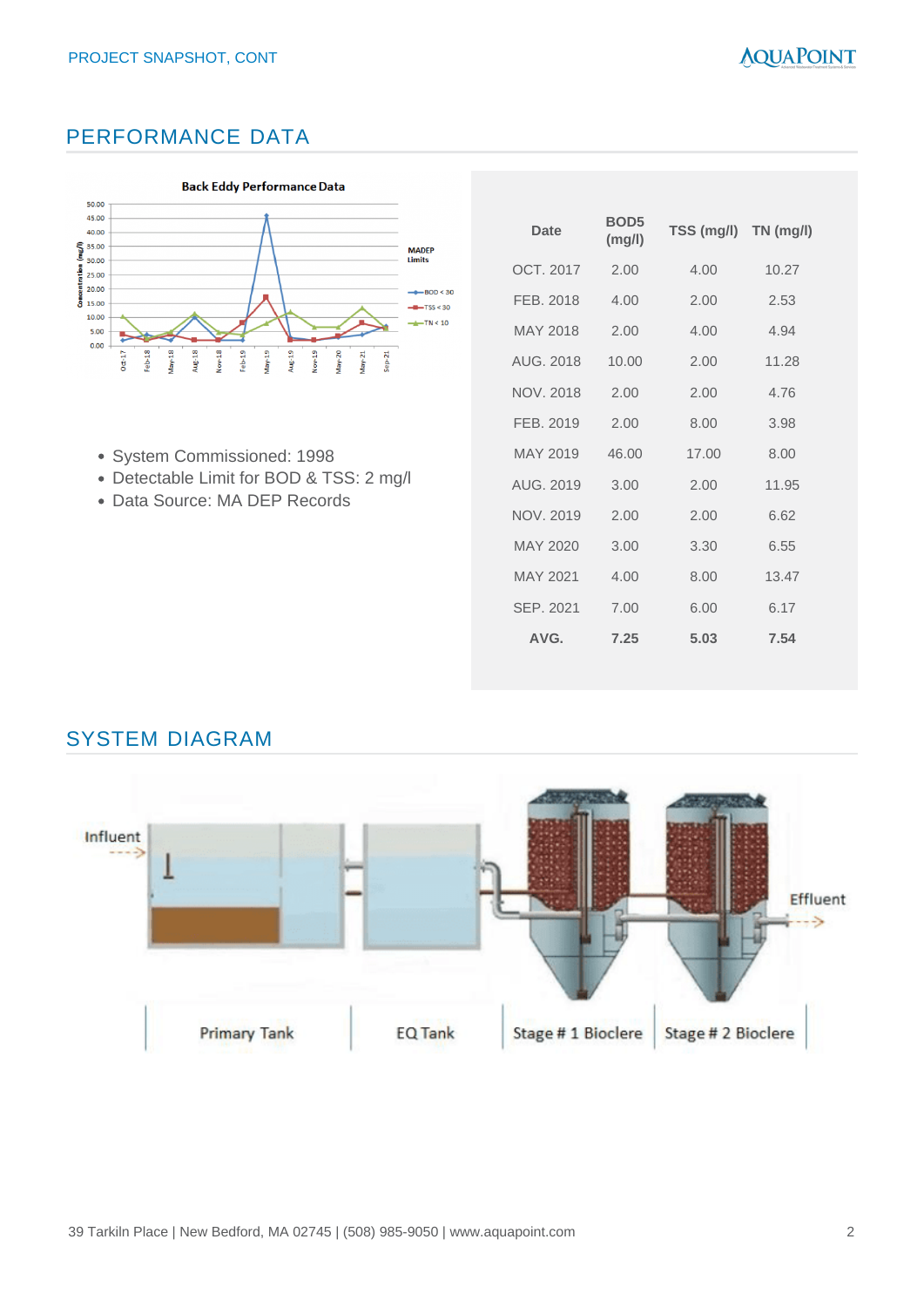## PERFORMANCE DATA

Back Eddy Performance Data

Concentration (mg/l)

50.00
45.00
40.00
35.00
30.00
25.00
20.00
15.00
10.00
5.00
0.00

Oct-17
Feb-18
May-18
Aug-18
Nov-18
Feb-19
May-19
Aug-19
Nov-19
May-20
May-21
Sep-21

MADEP Limits

BOD < 30
TSS < 30
TN < 10

- System Commissioned: 1998
- Detectable Limit for BOD & TSS: 2 mg/l
- Data Source: MA DEP Records

| Date | BOD5 (mg/l) | TSS (mg/l) | TN (mg/l) |
|---|---|---|---|
| OCT. 2017 | 2.00 | 4.00 | 10.27 |
| FEB. 2018 | 4.00 | 2.00 | 2.53 |
| MAY 2018 | 2.00 | 4.00 | 4.94 |
| AUG. 2018 | 10.00 | 2.00 | 11.28 |
| NOV. 2018 | 2.00 | 2.00 | 4.76 |
| FEB. 2019 | 2.00 | 8.00 | 3.98 |
| MAY 2019 | 46.00 | 17.00 | 8.00 |
| AUG. 2019 | 3.00 | 2.00 | 11.95 |
| NOV. 2019 | 2.00 | 2.00 | 6.62 |
| MAY 2020 | 3.00 | 3.30 | 6.55 |
| MAY 2021 | 4.00 | 8.00 | 13.47 |
| SEP. 2021 | 7.00 | 6.00 | 6.17 |
| **AVG.** | **7.25** | **5.03** | **7.54** |

## SYSTEM DIAGRAM

Influent

Effluent

Primary Tank

EQ Tank

Stage # 1 Bioclere

Stage # 2 Bioclere